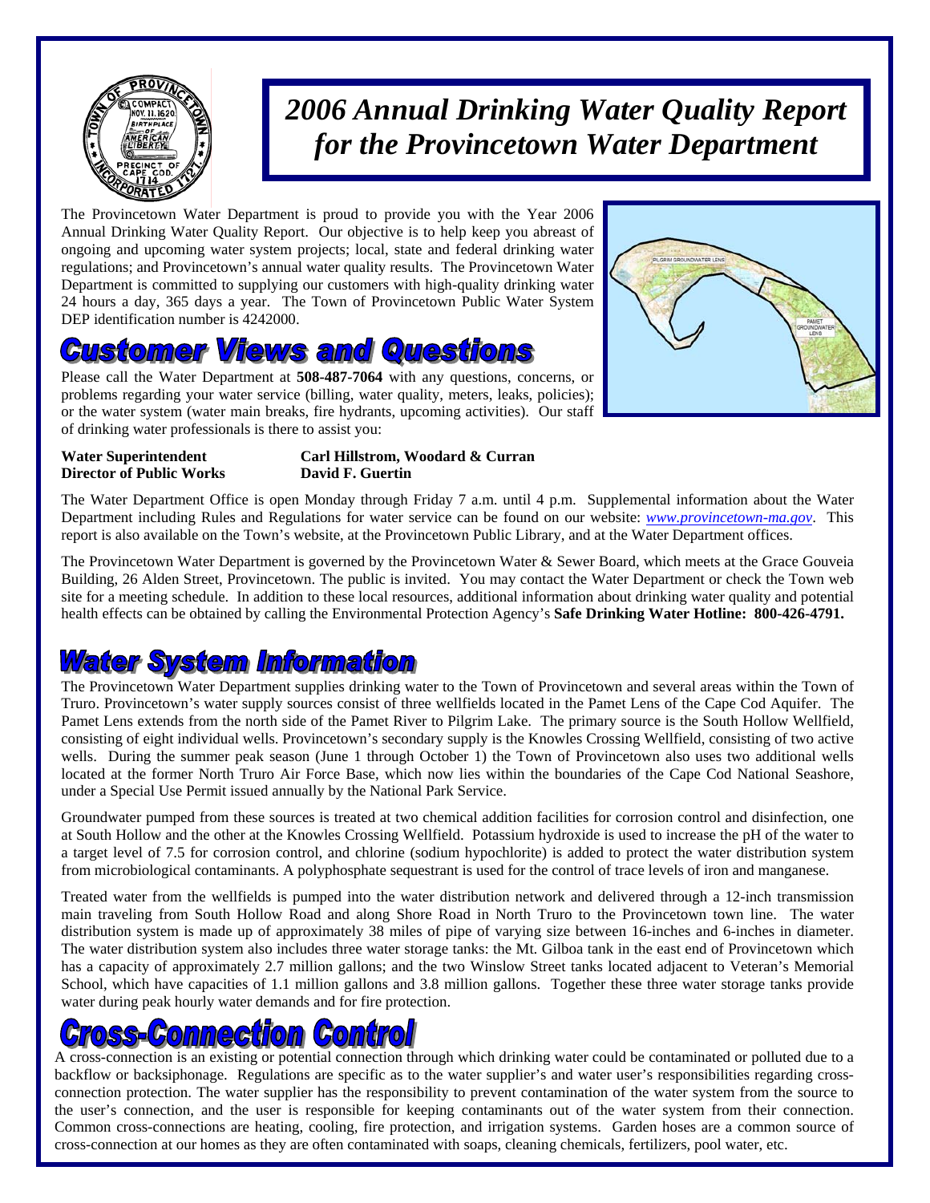# 2006 Annual Drinking Water Quality Report for the Provincetown Water Department

The Provincetown Water Department is proud to provide you with the Year 2006 Annual Drinking Water Quality Report. Our objective is to help keep you abreast of ongoing and upcoming water system projects; local, state and federal drinking water regulations; and Provincetown's annual water quality results. The Provincetown Water Department is committed to supplying our customers with high-quality drinking water 24 hours a day, 365 days a year. The Town of Provincetown Public Water System DEP identification number is 4242000.

## Customer Views and Questions

Please call the Water Department at **508-487-7064** with any questions, concerns, or problems regarding your water service (billing, water quality, meters, leaks, policies); or the water system (water main breaks, fire hydrants, upcoming activities). Our staff of drinking water professionals is there to assist you:

| | |
|---|---|
| **Water Superintendent** | **Carl Hillstrom, Woodard & Curran** |
| **Director of Public Works** | **David F. Guertin** |

The Water Department Office is open Monday through Friday 7 a.m. until 4 p.m. Supplemental information about the Water Department including Rules and Regulations for water service can be found on our website: *www.provincetown-ma.gov*. This report is also available on the Town's website, at the Provincetown Public Library, and at the Water Department offices.

The Provincetown Water Department is governed by the Provincetown Water & Sewer Board, which meets at the Grace Gouveia Building, 26 Alden Street, Provincetown. The public is invited. You may contact the Water Department or check the Town web site for a meeting schedule. In addition to these local resources, additional information about drinking water quality and potential health effects can be obtained by calling the Environmental Protection Agency's **Safe Drinking Water Hotline: 800-426-4791.**

## Water System Information

The Provincetown Water Department supplies drinking water to the Town of Provincetown and several areas within the Town of Truro. Provincetown's water supply sources consist of three wellfields located in the Pamet Lens of the Cape Cod Aquifer. The Pamet Lens extends from the north side of the Pamet River to Pilgrim Lake. The primary source is the South Hollow Wellfield, consisting of eight individual wells. Provincetown's secondary supply is the Knowles Crossing Wellfield, consisting of two active wells. During the summer peak season (June 1 through October 1) the Town of Provincetown also uses two additional wells located at the former North Truro Air Force Base, which now lies within the boundaries of the Cape Cod National Seashore, under a Special Use Permit issued annually by the National Park Service.

Groundwater pumped from these sources is treated at two chemical addition facilities for corrosion control and disinfection, one at South Hollow and the other at the Knowles Crossing Wellfield. Potassium hydroxide is used to increase the pH of the water to a target level of 7.5 for corrosion control, and chlorine (sodium hypochlorite) is added to protect the water distribution system from microbiological contaminants. A polyphosphate sequestrant is used for the control of trace levels of iron and manganese.

Treated water from the wellfields is pumped into the water distribution network and delivered through a 12-inch transmission main traveling from South Hollow Road and along Shore Road in North Truro to the Provincetown town line. The water distribution system is made up of approximately 38 miles of pipe of varying size between 16-inches and 6-inches in diameter. The water distribution system also includes three water storage tanks: the Mt. Gilboa tank in the east end of Provincetown which has a capacity of approximately 2.7 million gallons; and the two Winslow Street tanks located adjacent to Veteran's Memorial School, which have capacities of 1.1 million gallons and 3.8 million gallons. Together these three water storage tanks provide water during peak hourly water demands and for fire protection.

## Cross-Connection Control

A cross-connection is an existing or potential connection through which drinking water could be contaminated or polluted due to a backflow or backsiphonage. Regulations are specific as to the water supplier's and water user's responsibilities regarding cross-connection protection. The water supplier has the responsibility to prevent contamination of the water system from the source to the user's connection, and the user is responsible for keeping contaminants out of the water system from their connection. Common cross-connections are heating, cooling, fire protection, and irrigation systems. Garden hoses are a common source of cross-connection at our homes as they are often contaminated with soaps, cleaning chemicals, fertilizers, pool water, etc.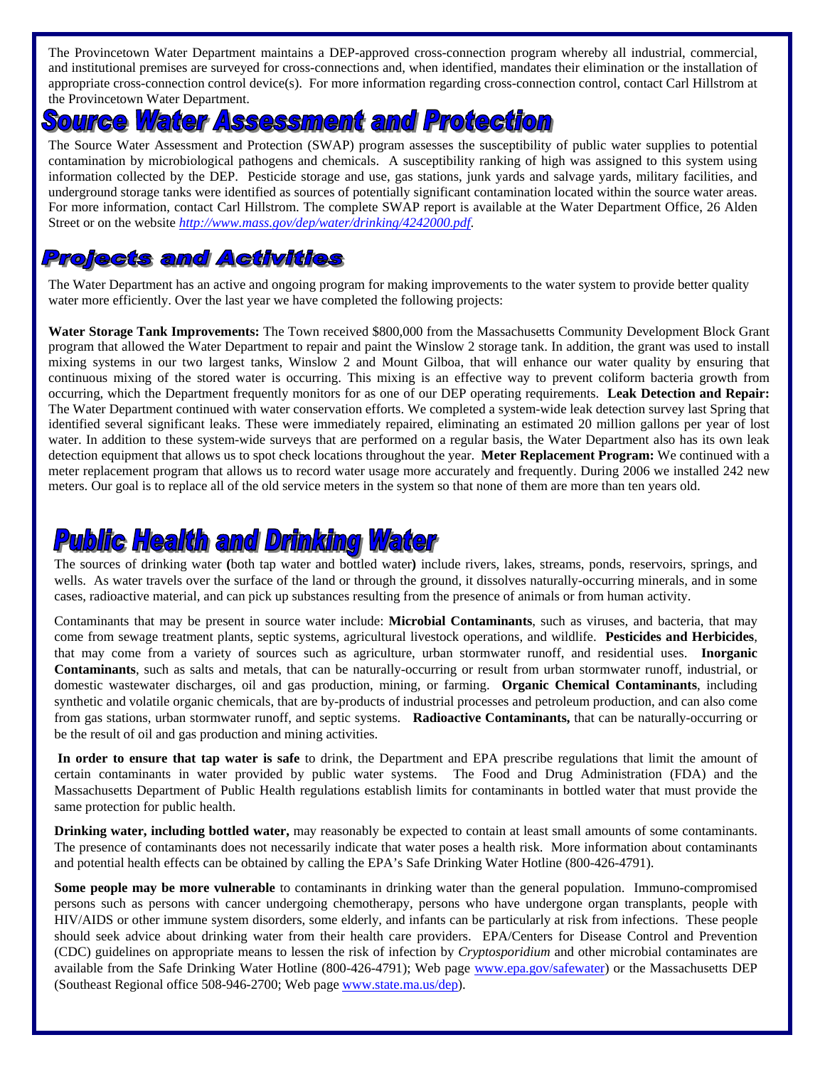The Provincetown Water Department maintains a DEP-approved cross-connection program whereby all industrial, commercial, and institutional premises are surveyed for cross-connections and, when identified, mandates their elimination or the installation of appropriate cross-connection control device(s). For more information regarding cross-connection control, contact Carl Hillstrom at the Provincetown Water Department.

# Source Water Assessment and Protection

The Source Water Assessment and Protection (SWAP) program assesses the susceptibility of public water supplies to potential contamination by microbiological pathogens and chemicals. A susceptibility ranking of high was assigned to this system using information collected by the DEP. Pesticide storage and use, gas stations, junk yards and salvage yards, military facilities, and underground storage tanks were identified as sources of potentially significant contamination located within the source water areas. For more information, contact Carl Hillstrom. The complete SWAP report is available at the Water Department Office, 26 Alden Street or on the website *http://www.mass.gov/dep/water/drinking/4242000.pdf*.

# Projects and Activities

The Water Department has an active and ongoing program for making improvements to the water system to provide better quality water more efficiently. Over the last year we have completed the following projects:

**Water Storage Tank Improvements:** The Town received $800,000 from the Massachusetts Community Development Block Grant program that allowed the Water Department to repair and paint the Winslow 2 storage tank. In addition, the grant was used to install mixing systems in our two largest tanks, Winslow 2 and Mount Gilboa, that will enhance our water quality by ensuring that continuous mixing of the stored water is occurring. This mixing is an effective way to prevent coliform bacteria growth from occurring, which the Department frequently monitors for as one of our DEP operating requirements. **Leak Detection and Repair:** The Water Department continued with water conservation efforts. We completed a system-wide leak detection survey last Spring that identified several significant leaks. These were immediately repaired, eliminating an estimated 20 million gallons per year of lost water. In addition to these system-wide surveys that are performed on a regular basis, the Water Department also has its own leak detection equipment that allows us to spot check locations throughout the year. **Meter Replacement Program:** We continued with a meter replacement program that allows us to record water usage more accurately and frequently. During 2006 we installed 242 new meters. Our goal is to replace all of the old service meters in the system so that none of them are more than ten years old.

# Public Health and Drinking Water

The sources of drinking water **(**both tap water and bottled water**)** include rivers, lakes, streams, ponds, reservoirs, springs, and wells. As water travels over the surface of the land or through the ground, it dissolves naturally-occurring minerals, and in some cases, radioactive material, and can pick up substances resulting from the presence of animals or from human activity.

Contaminants that may be present in source water include: **Microbial Contaminants**, such as viruses, and bacteria, that may come from sewage treatment plants, septic systems, agricultural livestock operations, and wildlife. **Pesticides and Herbicides**, that may come from a variety of sources such as agriculture, urban stormwater runoff, and residential uses. **Inorganic Contaminants**, such as salts and metals, that can be naturally-occurring or result from urban stormwater runoff, industrial, or domestic wastewater discharges, oil and gas production, mining, or farming. **Organic Chemical Contaminants**, including synthetic and volatile organic chemicals, that are by-products of industrial processes and petroleum production, and can also come from gas stations, urban stormwater runoff, and septic systems. **Radioactive Contaminants,** that can be naturally-occurring or be the result of oil and gas production and mining activities.

**In order to ensure that tap water is safe** to drink, the Department and EPA prescribe regulations that limit the amount of certain contaminants in water provided by public water systems. The Food and Drug Administration (FDA) and the Massachusetts Department of Public Health regulations establish limits for contaminants in bottled water that must provide the same protection for public health.

**Drinking water, including bottled water,** may reasonably be expected to contain at least small amounts of some contaminants. The presence of contaminants does not necessarily indicate that water poses a health risk. More information about contaminants and potential health effects can be obtained by calling the EPA's Safe Drinking Water Hotline (800-426-4791).

**Some people may be more vulnerable** to contaminants in drinking water than the general population. Immuno-compromised persons such as persons with cancer undergoing chemotherapy, persons who have undergone organ transplants, people with HIV/AIDS or other immune system disorders, some elderly, and infants can be particularly at risk from infections. These people should seek advice about drinking water from their health care providers. EPA/Centers for Disease Control and Prevention (CDC) guidelines on appropriate means to lessen the risk of infection by *Cryptosporidium* and other microbial contaminates are available from the Safe Drinking Water Hotline (800-426-4791); Web page www.epa.gov/safewater) or the Massachusetts DEP (Southeast Regional office 508-946-2700; Web page www.state.ma.us/dep).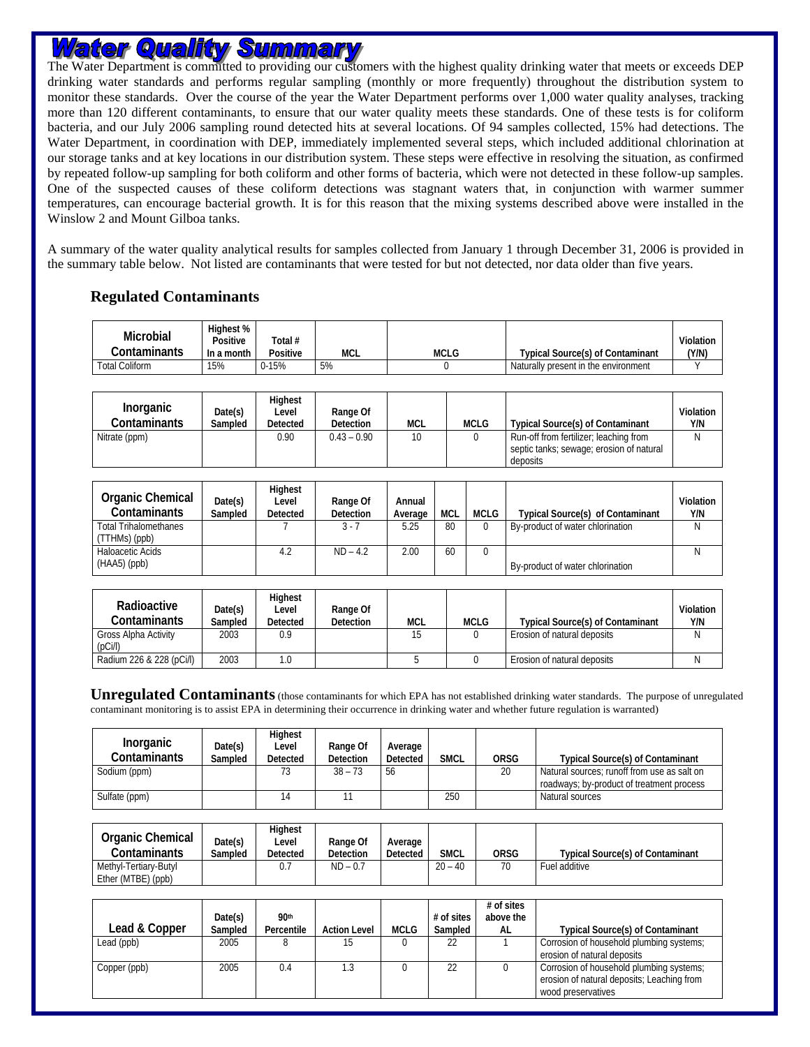# Water Quality Summary

The Water Department is committed to providing our customers with the highest quality drinking water that meets or exceeds DEP drinking water standards and performs regular sampling (monthly or more frequently) throughout the distribution system to monitor these standards. Over the course of the year the Water Department performs over 1,000 water quality analyses, tracking more than 120 different contaminants, to ensure that our water quality meets these standards. One of these tests is for coliform bacteria, and our July 2006 sampling round detected hits at several locations. Of 94 samples collected, 15% had detections. The Water Department, in coordination with DEP, immediately implemented several steps, which included additional chlorination at our storage tanks and at key locations in our distribution system. These steps were effective in resolving the situation, as confirmed by repeated follow-up sampling for both coliform and other forms of bacteria, which were not detected in these follow-up samples. One of the suspected causes of these coliform detections was stagnant waters that, in conjunction with warmer summer temperatures, can encourage bacterial growth. It is for this reason that the mixing systems described above were installed in the Winslow 2 and Mount Gilboa tanks.

A summary of the water quality analytical results for samples collected from January 1 through December 31, 2006 is provided in the summary table below. Not listed are contaminants that were tested for but not detected, nor data older than five years.

## Regulated Contaminants

| Microbial Contaminants | Highest % Positive In a month | Total # Positive | MCL | MCLG | Typical Source(s) of Contaminant | Violation (Y/N) |
|---|---|---|---|---|---|---|
| Total Coliform | 15% | 0-15% | 5% | 0 | Naturally present in the environment | Y |

| Inorganic Contaminants | Date(s) Sampled | Highest Level Detected | Range Of Detection | MCL | MCLG | Typical Source(s) of Contaminant | Violation Y/N |
|---|---|---|---|---|---|---|---|
| Nitrate (ppm) | | 0.90 | 0.43 – 0.90 | 10 | 0 | Run-off from fertilizer; leaching from septic tanks; sewage; erosion of natural deposits | N |

| Organic Chemical Contaminants | Date(s) Sampled | Highest Level Detected | Range Of Detection | Annual Average | MCL | MCLG | Typical Source(s) of Contaminant | Violation Y/N |
|---|---|---|---|---|---|---|---|---|
| Total Trihalomethanes (TTHMs) (ppb) | | 7 | 3 - 7 | 5.25 | 80 | 0 | By-product of water chlorination | N |
| Haloacetic Acids (HAA5) (ppb) | | 4.2 | ND – 4.2 | 2.00 | 60 | 0 | By-product of water chlorination | N |

| Radioactive Contaminants | Date(s) Sampled | Highest Level Detected | Range Of Detection | MCL | MCLG | Typical Source(s) of Contaminant | Violation Y/N |
|---|---|---|---|---|---|---|---|
| Gross Alpha Activity (pCi/l) | 2003 | 0.9 | | 15 | 0 | Erosion of natural deposits | N |
| Radium 226 & 228 (pCi/l) | 2003 | 1.0 | | 5 | 0 | Erosion of natural deposits | N |

**Unregulated Contaminants** (those contaminants for which EPA has not established drinking water standards. The purpose of unregulated contaminant monitoring is to assist EPA in determining their occurrence in drinking water and whether future regulation is warranted)

| Inorganic Contaminants | Date(s) Sampled | Highest Level Detected | Range Of Detection | Average Detected | SMCL | ORSG | Typical Source(s) of Contaminant |
|---|---|---|---|---|---|---|---|
| Sodium (ppm) | | 73 | 38 – 73 | 56 | | 20 | Natural sources; runoff from use as salt on roadways; by-product of treatment process |
| Sulfate (ppm) | | 14 | 11 | | 250 | | Natural sources |

| Organic Chemical Contaminants | Date(s) Sampled | Highest Level Detected | Range Of Detection | Average Detected | SMCL | ORSG | Typical Source(s) of Contaminant |
|---|---|---|---|---|---|---|---|
| Methyl-Tertiary-Butyl Ether (MTBE) (ppb) | | 0.7 | ND – 0.7 | | 20 – 40 | 70 | Fuel additive |

| Lead & Copper | Date(s) Sampled | 90th Percentile | Action Level | MCLG | # of sites Sampled | # of sites above the AL | Typical Source(s) of Contaminant |
|---|---|---|---|---|---|---|---|
| Lead (ppb) | 2005 | 8 | 15 | 0 | 22 | 1 | Corrosion of household plumbing systems; erosion of natural deposits |
| Copper (ppb) | 2005 | 0.4 | 1.3 | 0 | 22 | 0 | Corrosion of household plumbing systems; erosion of natural deposits; Leaching from wood preservatives |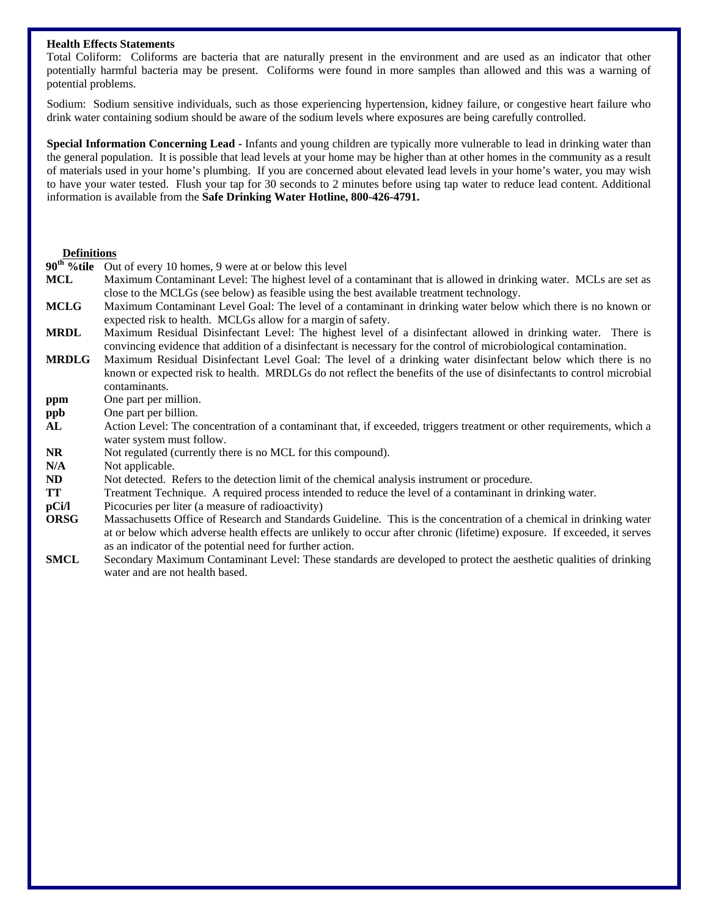**Health Effects Statements**

Total Coliform: Coliforms are bacteria that are naturally present in the environment and are used as an indicator that other potentially harmful bacteria may be present. Coliforms were found in more samples than allowed and this was a warning of potential problems.

Sodium: Sodium sensitive individuals, such as those experiencing hypertension, kidney failure, or congestive heart failure who drink water containing sodium should be aware of the sodium levels where exposures are being carefully controlled.

**Special Information Concerning Lead -** Infants and young children are typically more vulnerable to lead in drinking water than the general population. It is possible that lead levels at your home may be higher than at other homes in the community as a result of materials used in your home's plumbing. If you are concerned about elevated lead levels in your home's water, you may wish to have your water tested. Flush your tap for 30 seconds to 2 minutes before using tap water to reduce lead content. Additional information is available from the **Safe Drinking Water Hotline, 800-426-4791.**

**Definitions**

| | |
|---|---|
| **90th %tile** | Out of every 10 homes, 9 were at or below this level |
| **MCL** | Maximum Contaminant Level: The highest level of a contaminant that is allowed in drinking water. MCLs are set as close to the MCLGs (see below) as feasible using the best available treatment technology. |
| **MCLG** | Maximum Contaminant Level Goal: The level of a contaminant in drinking water below which there is no known or expected risk to health. MCLGs allow for a margin of safety. |
| **MRDL** | Maximum Residual Disinfectant Level: The highest level of a disinfectant allowed in drinking water. There is convincing evidence that addition of a disinfectant is necessary for the control of microbiological contamination. |
| **MRDLG** | Maximum Residual Disinfectant Level Goal: The level of a drinking water disinfectant below which there is no known or expected risk to health. MRDLGs do not reflect the benefits of the use of disinfectants to control microbial contaminants. |
| **ppm** | One part per million. |
| **ppb** | One part per billion. |
| **AL** | Action Level: The concentration of a contaminant that, if exceeded, triggers treatment or other requirements, which a water system must follow. |
| **NR** | Not regulated (currently there is no MCL for this compound). |
| **N/A** | Not applicable. |
| **ND** | Not detected. Refers to the detection limit of the chemical analysis instrument or procedure. |
| **TT** | Treatment Technique. A required process intended to reduce the level of a contaminant in drinking water. |
| **pCi/l** | Picocuries per liter (a measure of radioactivity) |
| **ORSG** | Massachusetts Office of Research and Standards Guideline. This is the concentration of a chemical in drinking water at or below which adverse health effects are unlikely to occur after chronic (lifetime) exposure. If exceeded, it serves as an indicator of the potential need for further action. |
| **SMCL** | Secondary Maximum Contaminant Level: These standards are developed to protect the aesthetic qualities of drinking water and are not health based. |